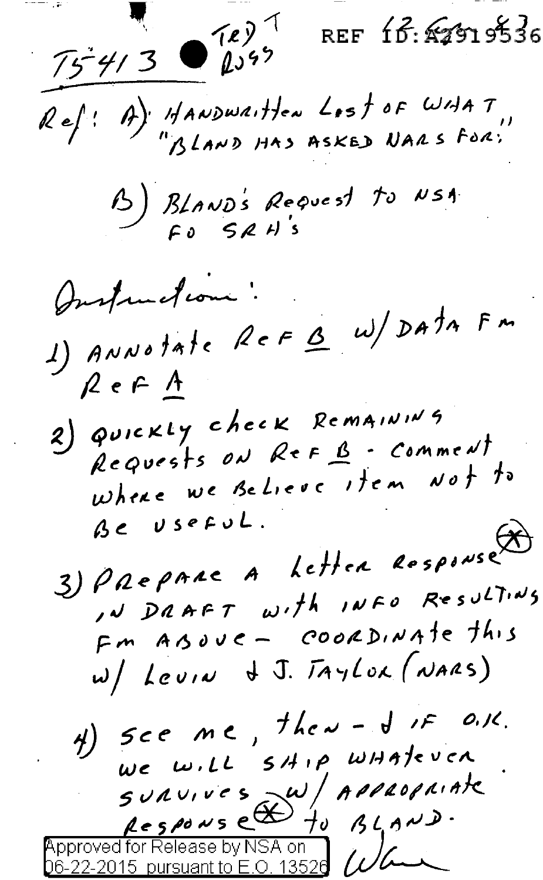TS 413 ● TED T RUSS

REF ID:A2919536 (12 Cn 83)

Ref: A) HANDWRITTEN LIST OF WHAT "BLAND HAS ASKED NARS FOR:"

B) BLAND'S REQUEST TO NSA FO SRH'S

Instructions:

1) ANNOTATE REF B W/ DATA FM REF A

2) QUICKLY CHECK REMAINING REQUESTS ON REF B - COMMENT WHERE WE BELIEVE ITEM NOT TO BE USEFUL.

3) PREPARE A LETTER RESPONSE (*) IN DRAFT WITH INFO RESULTING FM ABOVE - COORDINATE THIS W/ LEVIN & J. TAYLOR (NARS)

4) SEE ME, THEN - & IF O.K. WE WILL SHIP WHATEVER SURVIVES W/ APPROPRIATE RESPONSE (*) TO BLAND.

Wm

Approved for Release by NSA on 06-22-2015 pursuant to E.O. 13526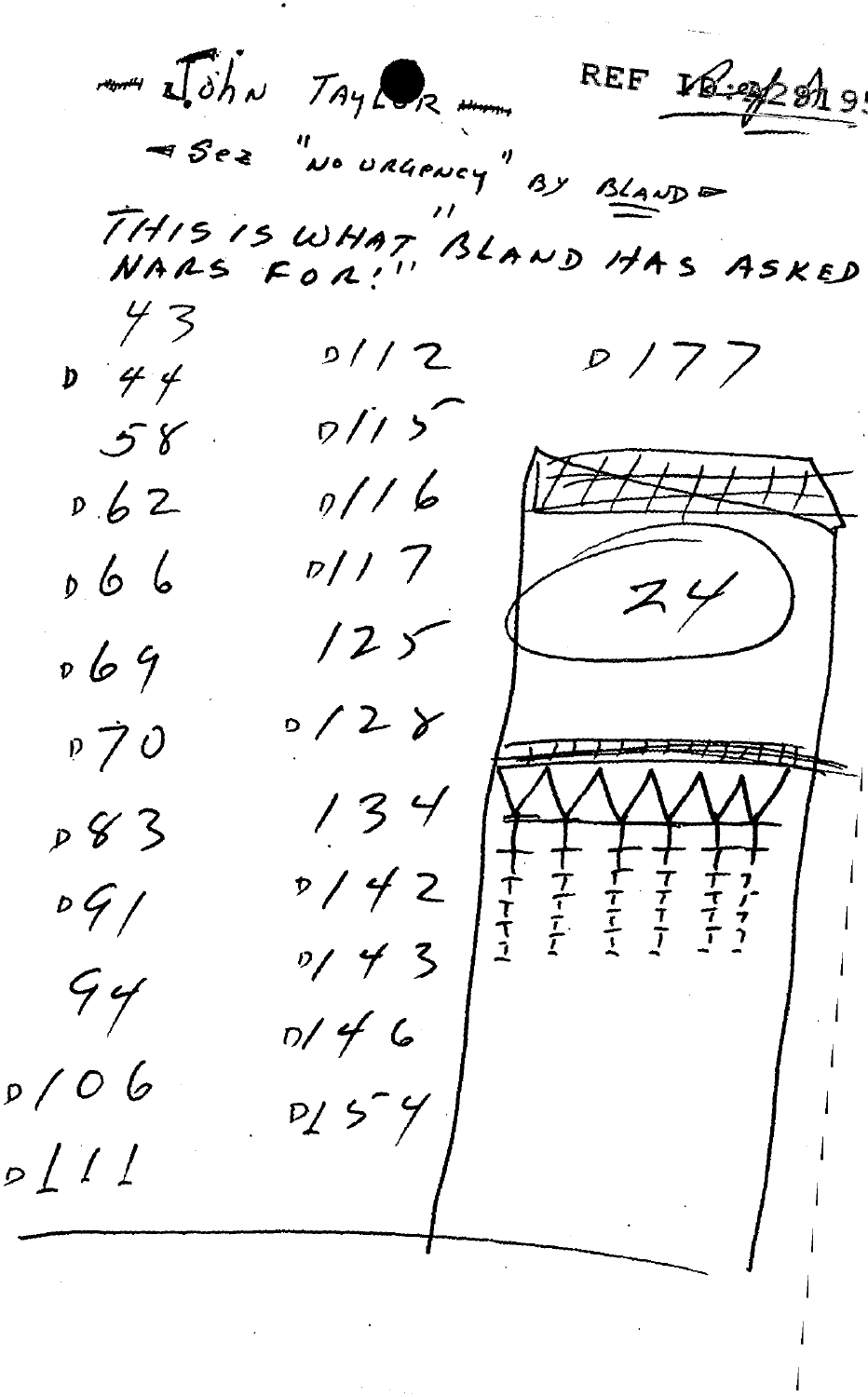John Taylor — REF ID:A28195

— Sez "NO URGENCY" BY BLAND —

"THIS IS WHAT BLAND HAS ASKED NARS FOR!"

43
D 44
58
D 62
D 66
D 69
D 70
D 83
D 91
94
D 106
D 111

D 112
D 115
D 116
D 117
125
D 128
134
D 142
D 143
D 146
D 154

D 177

24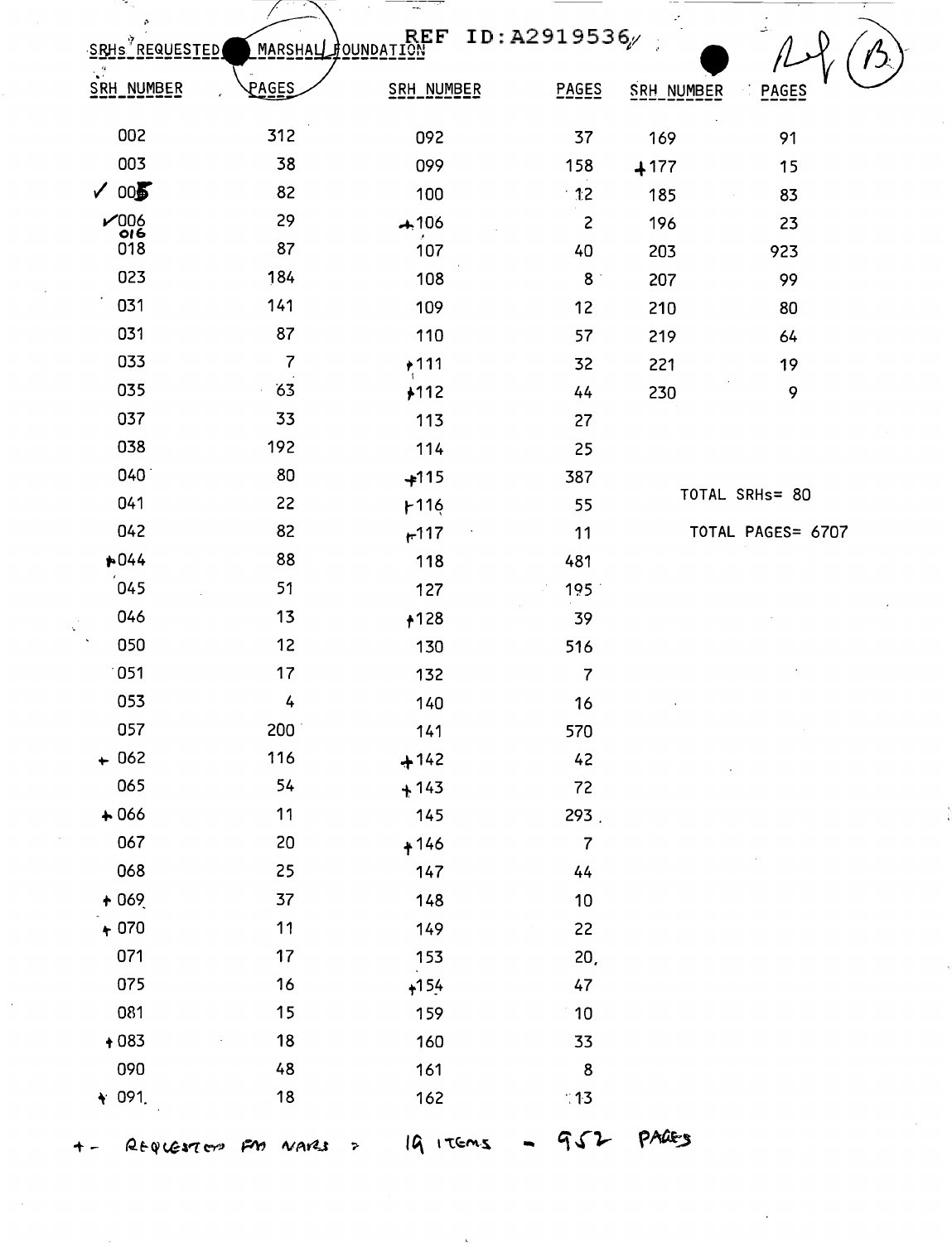SRHs REQUESTED MARSHALL FOUNDATION REF ID:A2919536

| SRH NUMBER | PAGES | SRH NUMBER | PAGES | SRH NUMBER | PAGES |
|---|---|---|---|---|---|
| 002 | 312 | 092 | 37 | 169 | 91 |
| 003 | 38 | 099 | 158 | +177 | 15 |
| ✓ 005 | 82 | 100 | 12 | 185 | 83 |
| ✓006 016 | 29 | +106 | 2 | 196 | 23 |
| 018 | 87 | 107 | 40 | 203 | 923 |
| 023 | 184 | 108 | 8 | 207 | 99 |
| 031 | 141 | 109 | 12 | 210 | 80 |
| 031 | 87 | 110 | 57 | 219 | 64 |
| 033 | 7 | +111 | 32 | 221 | 19 |
| 035 | 63 | +112 | 44 | 230 | 9 |
| 037 | 33 | 113 | 27 | | |
| 038 | 192 | 114 | 25 | | |
| 040 | 80 | +115 | 387 | | |
| 041 | 22 | +116 | 55 | | |
| 042 | 82 | +117 | 11 | | |
| +044 | 88 | 118 | 481 | | |
| 045 | 51 | 127 | 195 | | |
| 046 | 13 | +128 | 39 | | |
| 050 | 12 | 130 | 516 | | |
| 051 | 17 | 132 | 7 | | |
| 053 | 4 | 140 | 16 | | |
| 057 | 200 | 141 | 570 | | |
| + 062 | 116 | +142 | 42 | | |
| 065 | 54 | +143 | 72 | | |
| + 066 | 11 | 145 | 293 | | |
| 067 | 20 | +146 | 7 | | |
| 068 | 25 | 147 | 44 | | |
| + 069 | 37 | 148 | 10 | | |
| + 070 | 11 | 149 | 22 | | |
| 071 | 17 | 153 | 20 | | |
| 075 | 16 | +154 | 47 | | |
| 081 | 15 | 159 | 10 | | |
| + 083 | 18 | 160 | 33 | | |
| 090 | 48 | 161 | 8 | | |
| + 091 | 18 | 162 | 13 | | |

TOTAL SRHs= 80

TOTAL PAGES= 6707

+ - REQUESTED FM NARS > 19 ITEMS - 952 PAGES